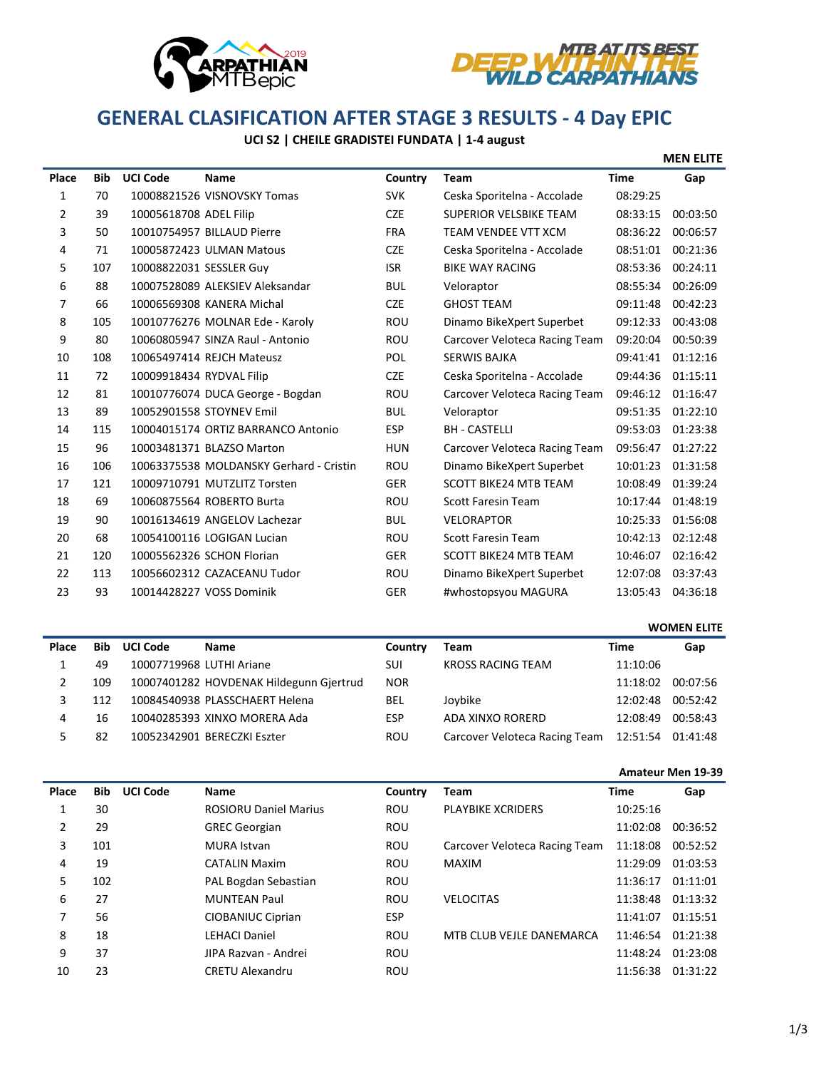# GENERAL CLASIFICATION AFTER STAGE 3 RESULTS - 4 Day EPIC

**UCI S2 | CHEILE GRADISTEI FUNDATA | 1-4 august**

### MEN ELITE

| Place | Bib | UCI Code | Name | Country | Team | Time | Gap |
|---|---|---|---|---|---|---|---|
| 1 | 70 | 10008821526 | VISNOVSKY Tomas | SVK | Ceska Sporitelna - Accolade | 08:29:25 | |
| 2 | 39 | 10005618708 | ADEL Filip | CZE | SUPERIOR VELSBIKE TEAM | 08:33:15 | 00:03:50 |
| 3 | 50 | 10010754957 | BILLAUD Pierre | FRA | TEAM VENDEE VTT XCM | 08:36:22 | 00:06:57 |
| 4 | 71 | 10005872423 | ULMAN Matous | CZE | Ceska Sporitelna - Accolade | 08:51:01 | 00:21:36 |
| 5 | 107 | 10008822031 | SESSLER Guy | ISR | BIKE WAY RACING | 08:53:36 | 00:24:11 |
| 6 | 88 | 10007528089 | ALEKSIEV Aleksandar | BUL | Veloraptor | 08:55:34 | 00:26:09 |
| 7 | 66 | 10006569308 | KANERA Michal | CZE | GHOST TEAM | 09:11:48 | 00:42:23 |
| 8 | 105 | 10010776276 | MOLNAR Ede - Karoly | ROU | Dinamo BikeXpert Superbet | 09:12:33 | 00:43:08 |
| 9 | 80 | 10060805947 | SINZA Raul - Antonio | ROU | Carcover Veloteca Racing Team | 09:20:04 | 00:50:39 |
| 10 | 108 | 10065497414 | REJCH Mateusz | POL | SERWIS BAJKA | 09:41:41 | 01:12:16 |
| 11 | 72 | 10009918434 | RYDVAL Filip | CZE | Ceska Sporitelna - Accolade | 09:44:36 | 01:15:11 |
| 12 | 81 | 10010776074 | DUCA George - Bogdan | ROU | Carcover Veloteca Racing Team | 09:46:12 | 01:16:47 |
| 13 | 89 | 10052901558 | STOYNEV Emil | BUL | Veloraptor | 09:51:35 | 01:22:10 |
| 14 | 115 | 10004015174 | ORTIZ BARRANCO Antonio | ESP | BH - CASTELLI | 09:53:03 | 01:23:38 |
| 15 | 96 | 10003481371 | BLAZSO Marton | HUN | Carcover Veloteca Racing Team | 09:56:47 | 01:27:22 |
| 16 | 106 | 10063375538 | MOLDANSKY Gerhard - Cristin | ROU | Dinamo BikeXpert Superbet | 10:01:23 | 01:31:58 |
| 17 | 121 | 10009710791 | MUTZLITZ Torsten | GER | SCOTT BIKE24 MTB TEAM | 10:08:49 | 01:39:24 |
| 18 | 69 | 10060875564 | ROBERTO Burta | ROU | Scott Faresin Team | 10:17:44 | 01:48:19 |
| 19 | 90 | 10016134619 | ANGELOV Lachezar | BUL | VELORAPTOR | 10:25:33 | 01:56:08 |
| 20 | 68 | 10054100116 | LOGIGAN Lucian | ROU | Scott Faresin Team | 10:42:13 | 02:12:48 |
| 21 | 120 | 10005562326 | SCHON Florian | GER | SCOTT BIKE24 MTB TEAM | 10:46:07 | 02:16:42 |
| 22 | 113 | 10056602312 | CAZACEANU Tudor | ROU | Dinamo BikeXpert Superbet | 12:07:08 | 03:37:43 |
| 23 | 93 | 10014428227 | VOSS Dominik | GER | #whostopsyou MAGURA | 13:05:43 | 04:36:18 |

### WOMEN ELITE

| Place | Bib | UCI Code | Name | Country | Team | Time | Gap |
|---|---|---|---|---|---|---|---|
| 1 | 49 | 10007719968 | LUTHI Ariane | SUI | KROSS RACING TEAM | 11:10:06 | |
| 2 | 109 | 10007401282 | HOVDENAK Hildegunn Gjertrud | NOR | | 11:18:02 | 00:07:56 |
| 3 | 112 | 10084540938 | PLASSCHAERT Helena | BEL | Joybike | 12:02:48 | 00:52:42 |
| 4 | 16 | 10040285393 | XINXO MORERA Ada | ESP | ADA XINXO RORERD | 12:08:49 | 00:58:43 |
| 5 | 82 | 10052342901 | BERECZKI Eszter | ROU | Carcover Veloteca Racing Team | 12:51:54 | 01:41:48 |

### Amateur Men 19-39

| Place | Bib | UCI Code | Name | Country | Team | Time | Gap |
|---|---|---|---|---|---|---|---|
| 1 | 30 | | ROSIORU Daniel Marius | ROU | PLAYBIKE XCRIDERS | 10:25:16 | |
| 2 | 29 | | GREC Georgian | ROU | | 11:02:08 | 00:36:52 |
| 3 | 101 | | MURA Istvan | ROU | Carcover Veloteca Racing Team | 11:18:08 | 00:52:52 |
| 4 | 19 | | CATALIN Maxim | ROU | MAXIM | 11:29:09 | 01:03:53 |
| 5 | 102 | | PAL Bogdan Sebastian | ROU | | 11:36:17 | 01:11:01 |
| 6 | 27 | | MUNTEAN Paul | ROU | VELOCITAS | 11:38:48 | 01:13:32 |
| 7 | 56 | | CIOBANIUC Ciprian | ESP | | 11:41:07 | 01:15:51 |
| 8 | 18 | | LEHACI Daniel | ROU | MTB CLUB VEJLE DANEMARCA | 11:46:54 | 01:21:38 |
| 9 | 37 | | JIPA Razvan - Andrei | ROU | | 11:48:24 | 01:23:08 |
| 10 | 23 | | CRETU Alexandru | ROU | | 11:56:38 | 01:31:22 |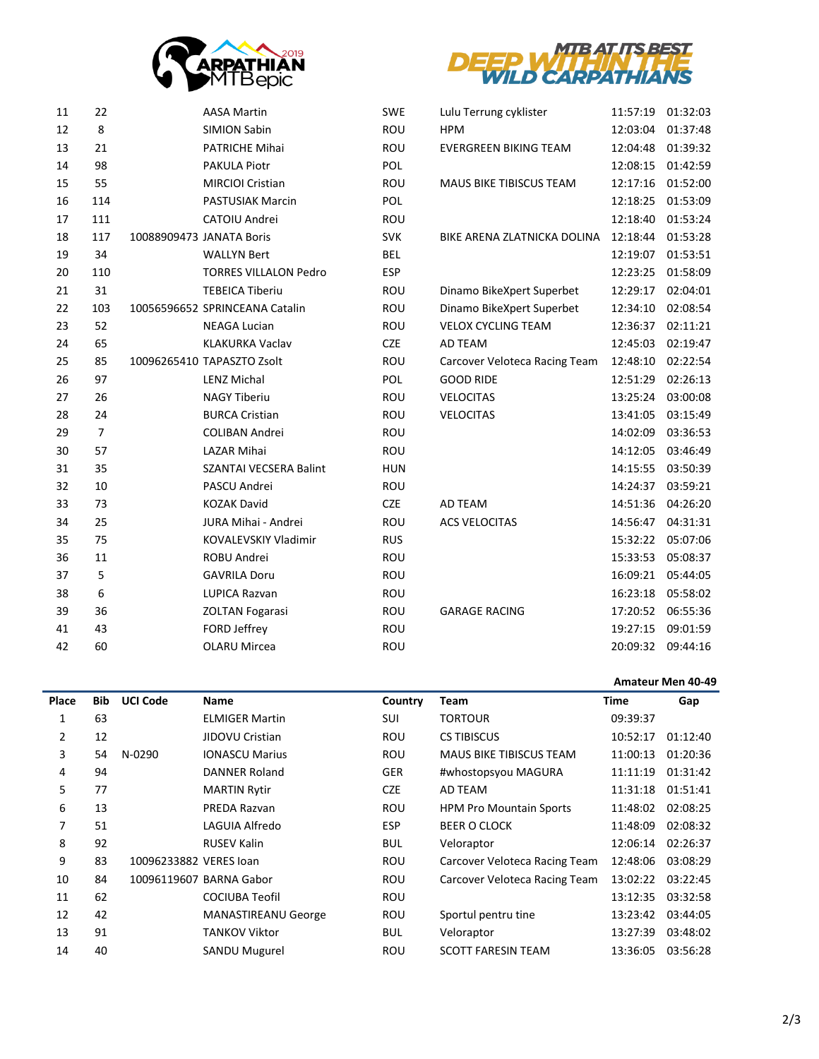| Place | Bib | UCI Code | Name | Country | Team | Time | Gap |
|---|---|---|---|---|---|---|---|
| 11 | 22 | | AASA Martin | SWE | Lulu Terrung cyklister | 11:57:19 | 01:32:03 |
| 12 | 8 | | SIMION Sabin | ROU | HPM | 12:03:04 | 01:37:48 |
| 13 | 21 | | PATRICHE Mihai | ROU | EVERGREEN BIKING TEAM | 12:04:48 | 01:39:32 |
| 14 | 98 | | PAKULA Piotr | POL | | 12:08:15 | 01:42:59 |
| 15 | 55 | | MIRCIOI Cristian | ROU | MAUS BIKE TIBISCUS TEAM | 12:17:16 | 01:52:00 |
| 16 | 114 | | PASTUSIAK Marcin | POL | | 12:18:25 | 01:53:09 |
| 17 | 111 | | CATOIU Andrei | ROU | | 12:18:40 | 01:53:24 |
| 18 | 117 | 10088909473 | JANATA Boris | SVK | BIKE ARENA ZLATNICKA DOLINA | 12:18:44 | 01:53:28 |
| 19 | 34 | | WALLYN Bert | BEL | | 12:19:07 | 01:53:51 |
| 20 | 110 | | TORRES VILLALON Pedro | ESP | | 12:23:25 | 01:58:09 |
| 21 | 31 | | TEBEICA Tiberiu | ROU | Dinamo BikeXpert Superbet | 12:29:17 | 02:04:01 |
| 22 | 103 | 10056596652 | SPRINCEANA Catalin | ROU | Dinamo BikeXpert Superbet | 12:34:10 | 02:08:54 |
| 23 | 52 | | NEAGA Lucian | ROU | VELOX CYCLING TEAM | 12:36:37 | 02:11:21 |
| 24 | 65 | | KLAKURKA Vaclav | CZE | AD TEAM | 12:45:03 | 02:19:47 |
| 25 | 85 | 10096265410 | TAPASZTO Zsolt | ROU | Carcover Veloteca Racing Team | 12:48:10 | 02:22:54 |
| 26 | 97 | | LENZ Michal | POL | GOOD RIDE | 12:51:29 | 02:26:13 |
| 27 | 26 | | NAGY Tiberiu | ROU | VELOCITAS | 13:25:24 | 03:00:08 |
| 28 | 24 | | BURCA Cristian | ROU | VELOCITAS | 13:41:05 | 03:15:49 |
| 29 | 7 | | COLIBAN Andrei | ROU | | 14:02:09 | 03:36:53 |
| 30 | 57 | | LAZAR Mihai | ROU | | 14:12:05 | 03:46:49 |
| 31 | 35 | | SZANTAI VECSERA Balint | HUN | | 14:15:55 | 03:50:39 |
| 32 | 10 | | PASCU Andrei | ROU | | 14:24:37 | 03:59:21 |
| 33 | 73 | | KOZAK David | CZE | AD TEAM | 14:51:36 | 04:26:20 |
| 34 | 25 | | JURA Mihai - Andrei | ROU | ACS VELOCITAS | 14:56:47 | 04:31:31 |
| 35 | 75 | | KOVALEVSKIY Vladimir | RUS | | 15:32:22 | 05:07:06 |
| 36 | 11 | | ROBU Andrei | ROU | | 15:33:53 | 05:08:37 |
| 37 | 5 | | GAVRILA Doru | ROU | | 16:09:21 | 05:44:05 |
| 38 | 6 | | LUPICA Razvan | ROU | | 16:23:18 | 05:58:02 |
| 39 | 36 | | ZOLTAN Fogarasi | ROU | GARAGE RACING | 17:20:52 | 06:55:36 |
| 41 | 43 | | FORD Jeffrey | ROU | | 19:27:15 | 09:01:59 |
| 42 | 60 | | OLARU Mircea | ROU | | 20:09:32 | 09:44:16 |

**Amateur Men 40-49**

| Place | Bib | UCI Code | Name | Country | Team | Time | Gap |
|---|---|---|---|---|---|---|---|
| 1 | 63 | | ELMIGER Martin | SUI | TORTOUR | 09:39:37 | |
| 2 | 12 | | JIDOVU Cristian | ROU | CS TIBISCUS | 10:52:17 | 01:12:40 |
| 3 | 54 | N-0290 | IONASCU Marius | ROU | MAUS BIKE TIBISCUS TEAM | 11:00:13 | 01:20:36 |
| 4 | 94 | | DANNER Roland | GER | #whostopsyou MAGURA | 11:11:19 | 01:31:42 |
| 5 | 77 | | MARTIN Rytir | CZE | AD TEAM | 11:31:18 | 01:51:41 |
| 6 | 13 | | PREDA Razvan | ROU | HPM Pro Mountain Sports | 11:48:02 | 02:08:25 |
| 7 | 51 | | LAGUIA Alfredo | ESP | BEER O CLOCK | 11:48:09 | 02:08:32 |
| 8 | 92 | | RUSEV Kalin | BUL | Veloraptor | 12:06:14 | 02:26:37 |
| 9 | 83 | 10096233882 | VERES Ioan | ROU | Carcover Veloteca Racing Team | 12:48:06 | 03:08:29 |
| 10 | 84 | 10096119607 | BARNA Gabor | ROU | Carcover Veloteca Racing Team | 13:02:22 | 03:22:45 |
| 11 | 62 | | COCIUBA Teofil | ROU | | 13:12:35 | 03:32:58 |
| 12 | 42 | | MANASTIREANU George | ROU | Sportul pentru tine | 13:23:42 | 03:44:05 |
| 13 | 91 | | TANKOV Viktor | BUL | Veloraptor | 13:27:39 | 03:48:02 |
| 14 | 40 | | SANDU Mugurel | ROU | SCOTT FARESIN TEAM | 13:36:05 | 03:56:28 |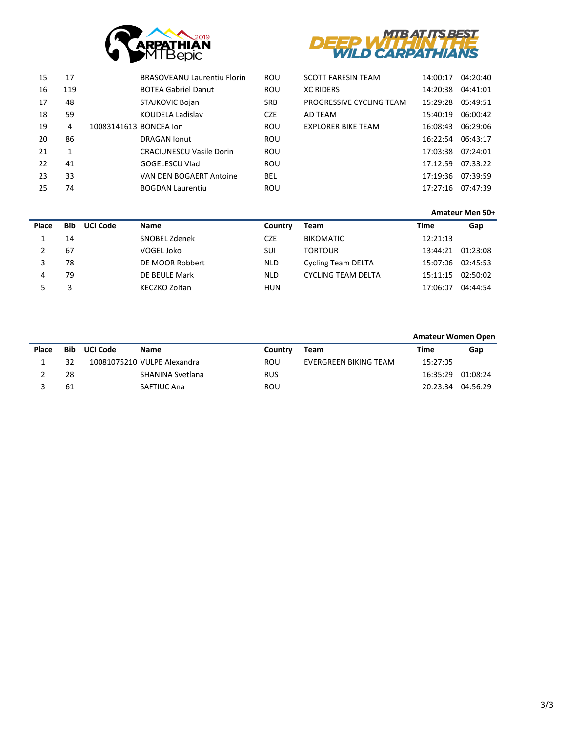| | | | | | | | |
|---|---|---|---|---|---|---|---|
| 15 | 17 | | BRASOVEANU Laurentiu Florin | ROU | SCOTT FARESIN TEAM | 14:00:17 | 04:20:40 |
| 16 | 119 | | BOTEA Gabriel Danut | ROU | XC RIDERS | 14:20:38 | 04:41:01 |
| 17 | 48 | | STAJKOVIC Bojan | SRB | PROGRESSIVE CYCLING TEAM | 15:29:28 | 05:49:51 |
| 18 | 59 | | KOUDELA Ladislav | CZE | AD TEAM | 15:40:19 | 06:00:42 |
| 19 | 4 | 10083141613 | BONCEA Ion | ROU | EXPLORER BIKE TEAM | 16:08:43 | 06:29:06 |
| 20 | 86 | | DRAGAN Ionut | ROU | | 16:22:54 | 06:43:17 |
| 21 | 1 | | CRACIUNESCU Vasile Dorin | ROU | | 17:03:38 | 07:24:01 |
| 22 | 41 | | GOGELESCU Vlad | ROU | | 17:12:59 | 07:33:22 |
| 23 | 33 | | VAN DEN BOGAERT Antoine | BEL | | 17:19:36 | 07:39:59 |
| 25 | 74 | | BOGDAN Laurentiu | ROU | | 17:27:16 | 07:47:39 |

**Amateur Men 50+**

| Place | Bib | UCI Code | Name | Country | Team | Time | Gap |
|---|---|---|---|---|---|---|---|
| 1 | 14 | | SNOBEL Zdenek | CZE | BIKOMATIC | 12:21:13 | |
| 2 | 67 | | VOGEL Joko | SUI | TORTOUR | 13:44:21 | 01:23:08 |
| 3 | 78 | | DE MOOR Robbert | NLD | Cycling Team DELTA | 15:07:06 | 02:45:53 |
| 4 | 79 | | DE BEULE Mark | NLD | CYCLING TEAM DELTA | 15:11:15 | 02:50:02 |
| 5 | 3 | | KECZKO Zoltan | HUN | | 17:06:07 | 04:44:54 |

**Amateur Women Open**

| Place | Bib | UCI Code | Name | Country | Team | Time | Gap |
|---|---|---|---|---|---|---|---|
| 1 | 32 | 10081075210 | VULPE Alexandra | ROU | EVERGREEN BIKING TEAM | 15:27:05 | |
| 2 | 28 | | SHANINA Svetlana | RUS | | 16:35:29 | 01:08:24 |
| 3 | 61 | | SAFTIUC Ana | ROU | | 20:23:34 | 04:56:29 |